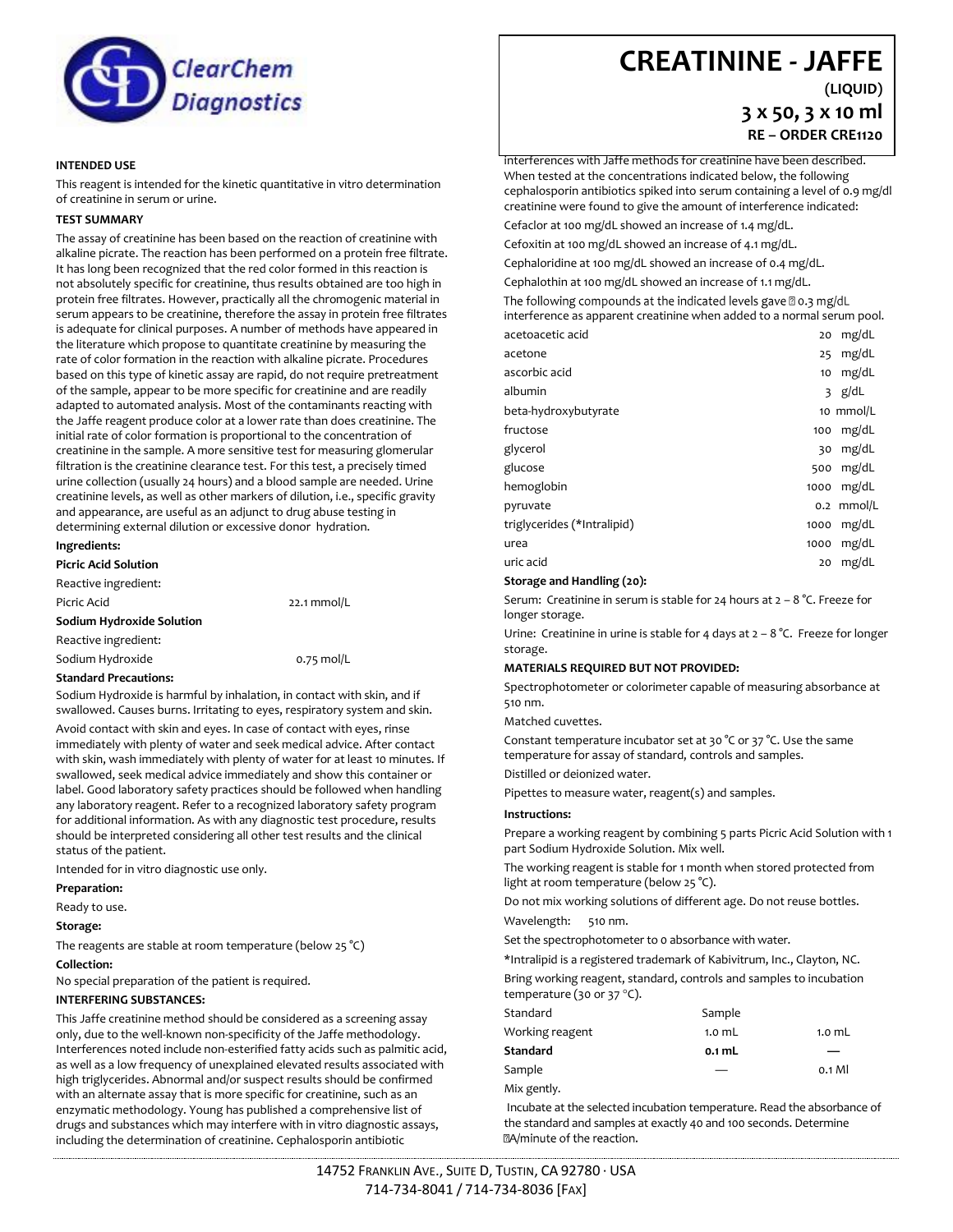ClearChem Diagnostics

# CREATININE - JAFFE

**(LIQUID)**

**3 x 50, 3 x 10 ml**

**RE – ORDER CRE1120**

### INTENDED USE

This reagent is intended for the kinetic quantitative in vitro determination of creatinine in serum or urine.

### TEST SUMMARY

The assay of creatinine has been based on the reaction of creatinine with alkaline picrate. The reaction has been performed on a protein free filtrate. It has long been recognized that the red color formed in this reaction is not absolutely specific for creatinine, thus results obtained are too high in protein free filtrates. However, practically all the chromogenic material in serum appears to be creatinine, therefore the assay in protein free filtrates is adequate for clinical purposes. A number of methods have appeared in the literature which propose to quantitate creatinine by measuring the rate of color formation in the reaction with alkaline picrate. Procedures based on this type of kinetic assay are rapid, do not require pretreatment of the sample, appear to be more specific for creatinine and are readily adapted to automated analysis. Most of the contaminants reacting with the Jaffe reagent produce color at a lower rate than does creatinine. The initial rate of color formation is proportional to the concentration of creatinine in the sample. A more sensitive test for measuring glomerular filtration is the creatinine clearance test. For this test, a precisely timed urine collection (usually 24 hours) and a blood sample are needed. Urine creatinine levels, as well as other markers of dilution, i.e., specific gravity and appearance, are useful as an adjunct to drug abuse testing in determining external dilution or excessive donor hydration.

**Ingredients:**

**Picric Acid Solution**

Reactive ingredient:

| Picric Acid | 22.1 mmol/L |
|---|---|

**Sodium Hydroxide Solution**

Reactive ingredient:

| Sodium Hydroxide | 0.75 mol/L |
|---|---|

**Standard Precautions:**

Sodium Hydroxide is harmful by inhalation, in contact with skin, and if swallowed. Causes burns. Irritating to eyes, respiratory system and skin.

Avoid contact with skin and eyes. In case of contact with eyes, rinse immediately with plenty of water and seek medical advice. After contact with skin, wash immediately with plenty of water for at least 10 minutes. If swallowed, seek medical advice immediately and show this container or label. Good laboratory safety practices should be followed when handling any laboratory reagent. Refer to a recognized laboratory safety program for additional information. As with any diagnostic test procedure, results should be interpreted considering all other test results and the clinical status of the patient.

Intended for in vitro diagnostic use only.

**Preparation:**

Ready to use.

**Storage:**

The reagents are stable at room temperature (below 25 °C)

**Collection:**

No special preparation of the patient is required.

### INTERFERING SUBSTANCES:

This Jaffe creatinine method should be considered as a screening assay only, due to the well-known non-specificity of the Jaffe methodology. Interferences noted include non-esterified fatty acids such as palmitic acid, as well as a low frequency of unexplained elevated results associated with high triglycerides. Abnormal and/or suspect results should be confirmed with an alternate assay that is more specific for creatinine, such as an enzymatic methodology. Young has published a comprehensive list of drugs and substances which may interfere with in vitro diagnostic assays, including the determination of creatinine. Cephalosporin antibiotic interferences with Jaffe methods for creatinine have been described. When tested at the concentrations indicated below, the following cephalosporin antibiotics spiked into serum containing a level of 0.9 mg/dl creatinine were found to give the amount of interference indicated:

Cefaclor at 100 mg/dL showed an increase of 1.4 mg/dL.

Cefoxitin at 100 mg/dL showed an increase of 4.1 mg/dL.

Cephaloridine at 100 mg/dL showed an increase of 0.4 mg/dL.

Cephalothin at 100 mg/dL showed an increase of 1.1 mg/dL.

The following compounds at the indicated levels gave ≤ 0.3 mg/dL interference as apparent creatinine when added to a normal serum pool.

| | |
|---|---|
| acetoacetic acid | 20 mg/dL |
| acetone | 25 mg/dL |
| ascorbic acid | 10 mg/dL |
| albumin | 3 g/dL |
| beta-hydroxybutyrate | 10 mmol/L |
| fructose | 100 mg/dL |
| glycerol | 30 mg/dL |
| glucose | 500 mg/dL |
| hemoglobin | 1000 mg/dL |
| pyruvate | 0.2 mmol/L |
| triglycerides (*Intralipid) | 1000 mg/dL |
| urea | 1000 mg/dL |
| uric acid | 20 mg/dL |

**Storage and Handling (20):**

Serum: Creatinine in serum is stable for 24 hours at 2 – 8 °C. Freeze for longer storage.

Urine: Creatinine in urine is stable for 4 days at 2 – 8 °C. Freeze for longer storage.

### MATERIALS REQUIRED BUT NOT PROVIDED:

Spectrophotometer or colorimeter capable of measuring absorbance at 510 nm.

Matched cuvettes.

Constant temperature incubator set at 30 °C or 37 °C. Use the same temperature for assay of standard, controls and samples.

Distilled or deionized water.

Pipettes to measure water, reagent(s) and samples.

**Instructions:**

Prepare a working reagent by combining 5 parts Picric Acid Solution with 1 part Sodium Hydroxide Solution. Mix well.

The working reagent is stable for 1 month when stored protected from light at room temperature (below 25 °C).

Do not mix working solutions of different age. Do not reuse bottles.

Wavelength: 510 nm.

Set the spectrophotometer to 0 absorbance with water.

*Intralipid is a registered trademark of Kabivitrum, Inc., Clayton, NC.

Bring working reagent, standard, controls and samples to incubation temperature (30 or 37 °C).

| | Standard | Sample |
|---|---|---|
| Working reagent | 1.0 mL | 1.0 mL |
| **Standard** | **0.1 mL** | — |
| Sample | — | 0.1 Ml |

Mix gently.

Incubate at the selected incubation temperature. Read the absorbance of the standard and samples at exactly 40 and 100 seconds. Determine ΔA/minute of the reaction.

14752 Franklin Ave., Suite D, Tustin, CA 92780 · USA
714-734-8041 / 714-734-8036 [Fax]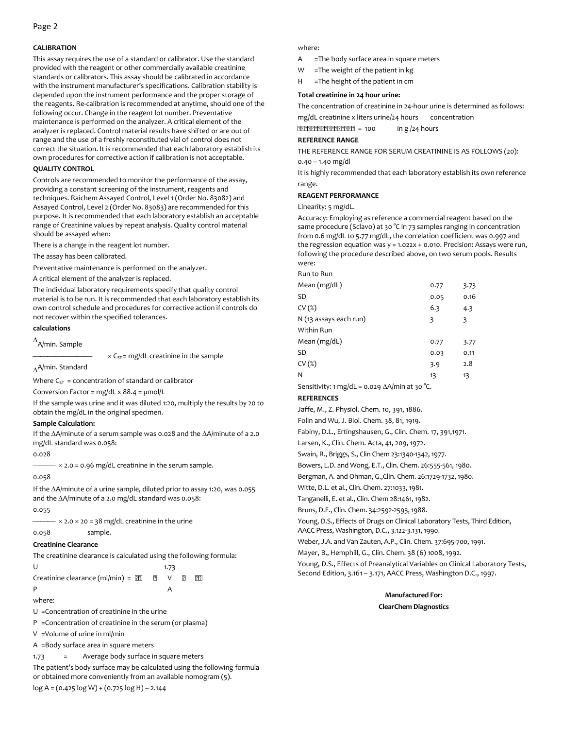## CALIBRATION

This assay requires the use of a standard or calibrator. Use the standard provided with the reagent or other commercially available creatinine standards or calibrators. This assay should be calibrated in accordance with the instrument manufacturer's specifications. Calibration stability is depended upon the instrument performance and the proper storage of the reagents. Re-calibration is recommended at anytime, should one of the following occur. Change in the reagent lot number. Preventative maintenance is performed on the analyzer. A critical element of the analyzer is replaced. Control material results have shifted or are out of range and the use of a freshly reconstituted vial of control does not correct the situation. It is recommended that each laboratory establish its own procedures for corrective action if calibration is not acceptable.

## QUALITY CONTROL

Controls are recommended to monitor the performance of the assay, providing a constant screening of the instrument, reagents and techniques. Raichem Assayed Control, Level 1 (Order No. 83082) and Assayed Control, Level 2 (Order No. 83083) are recommended for this purpose. It is recommended that each laboratory establish an acceptable range of Creatinine values by repeat analysis. Quality control material should be assayed when:

There is a change in the reagent lot number.

The assay has been calibrated.

Preventative maintenance is performed on the analyzer.

A critical element of the analyzer is replaced.

The individual laboratory requirements specify that quality control material is to be run. It is recommended that each laboratory establish its own control schedule and procedures for corrective action if controls do not recover within the specified tolerances.

## calculations

$$\frac{\Delta A/\text{min. Sample}}{\Delta A/\text{min. Standard}} \times C_{ST} = \text{mg/dL creatinine in the sample}$$

Where $C_{ST}$ = concentration of standard or calibrator

Conversion Factor = mg/dL x 88.4 = µmol/L

If the sample was urine and it was diluted 1:20, multiply the results by 20 to obtain the mg/dL in the original specimen.

**Sample Calculation:**

If the ΔA/minute of a serum sample was 0.028 and the ΔA/minute of a 2.0 mg/dL standard was 0.058:

$$\frac{0.028}{0.058} \times 2.0 = 0.96 \text{ mg/dL creatinine in the serum sample.}$$

If the ΔA/minute of a urine sample, diluted prior to assay 1:20, was 0.055 and the ΔA/minute of a 2.0 mg/dL standard was 0.058:

$$\frac{0.055}{0.058} \times 2.0 \times 20 = 38 \text{ mg/dL creatinine in the urine sample.}$$

**Creatinine Clearance**

The creatinine clearance is calculated using the following formula:

$$\text{Creatinine clearance (ml/min)} = \frac{U}{P} \times V \times \frac{1.73}{A}$$

where:

U =Concentration of creatinine in the urine

P =Concentration of creatinine in the serum (or plasma)

V =Volume of urine in ml/min

A =Body surface area in square meters

1.73 = Average body surface in square meters

The patient's body surface may be calculated using the following formula or obtained more conveniently from an available nomogram (5).

$$\log A = (0.425 \log W) + (0.725 \log H) - 2.144$$

where:

A =The body surface area in square meters

W =The weight of the patient in kg

H =The height of the patient in cm

**Total creatinine in 24 hour urine:**

The concentration of creatinine in 24-hour urine is determined as follows:

$$\frac{\text{mg/dL creatinine x liters urine/24 hours}}{100} = \text{concentration in g /24 hours}$$

## REFERENCE RANGE

THE REFERENCE RANGE FOR SERUM CREATININE IS AS FOLLOWS (20):

0.40 – 1.40 mg/dl

It is highly recommended that each laboratory establish its own reference range.

## REAGENT PERFORMANCE

Linearity: 5 mg/dL.

Accuracy: Employing as reference a commercial reagent based on the same procedure (Sclavo) at 30 °C in 73 samples ranging in concentration from 0.6 mg/dL to 5.77 mg/dL, the correlation coefficient was 0.997 and the regression equation was y = 1.022x + 0.010. Precision: Assays were run, following the procedure described above, on two serum pools. Results were:

| | | |
|---|---|---|
| **Run to Run** | | |
| Mean (mg/dL) | 0.77 | 3.73 |
| SD | 0.05 | 0.16 |
| CV (%) | 6.3 | 4.3 |
| N (13 assays each run) | 3 | 3 |
| **Within Run** | | |
| Mean (mg/dL) | 0.77 | 3.77 |
| SD | 0.03 | 0.11 |
| CV (%) | 3.9 | 2.8 |
| N | 13 | 13 |

Sensitivity: 1 mg/dL = 0.029 ΔA/min at 30 °C.

## REFERENCES

Jaffe, M., Z. Physiol. Chem. 10, 391, 1886.

Folin and Wu, J. Biol. Chem. 38, 81, 1919.

Fabiny, D.L., Ertingshausen, G., Clin. Chem. 17, 391,1971.

Larsen, K., Clin. Chem. Acta, 41, 209, 1972.

Swain, R., Briggs, S., Clin Chem 23:1340-1342, 1977.

Bowers, L.D. and Wong, E.T., Clin. Chem. 26:555-561, 1980.

Bergman, A. and Ohman, G.,Clin. Chem. 26:1729-1732, 1980.

Witte, D.L. et al., Clin. Chem. 27:1033, 1981.

Tanganelli, E. et al., Clin. Chem 28:1461, 1982.

Bruns, D.E., Clin. Chem. 34:2592-2593, 1988.

Young, D.S., Effects of Drugs on Clinical Laboratory Tests, Third Edition, AACC Press, Washington, D.C., 3.122-3.131, 1990.

Weber, J.A. and Van Zauten, A.P., Clin. Chem. 37:695-700, 1991.

Mayer, B., Hemphill, G., Clin. Chem. 38 (6) 1008, 1992.

Young, D.S., Effects of Preanalytical Variables on Clinical Laboratory Tests, Second Edition, 3.161 – 3.171, AACC Press, Washington D.C., 1997.

**Manufactured For:**
**ClearChem Diagnostics**